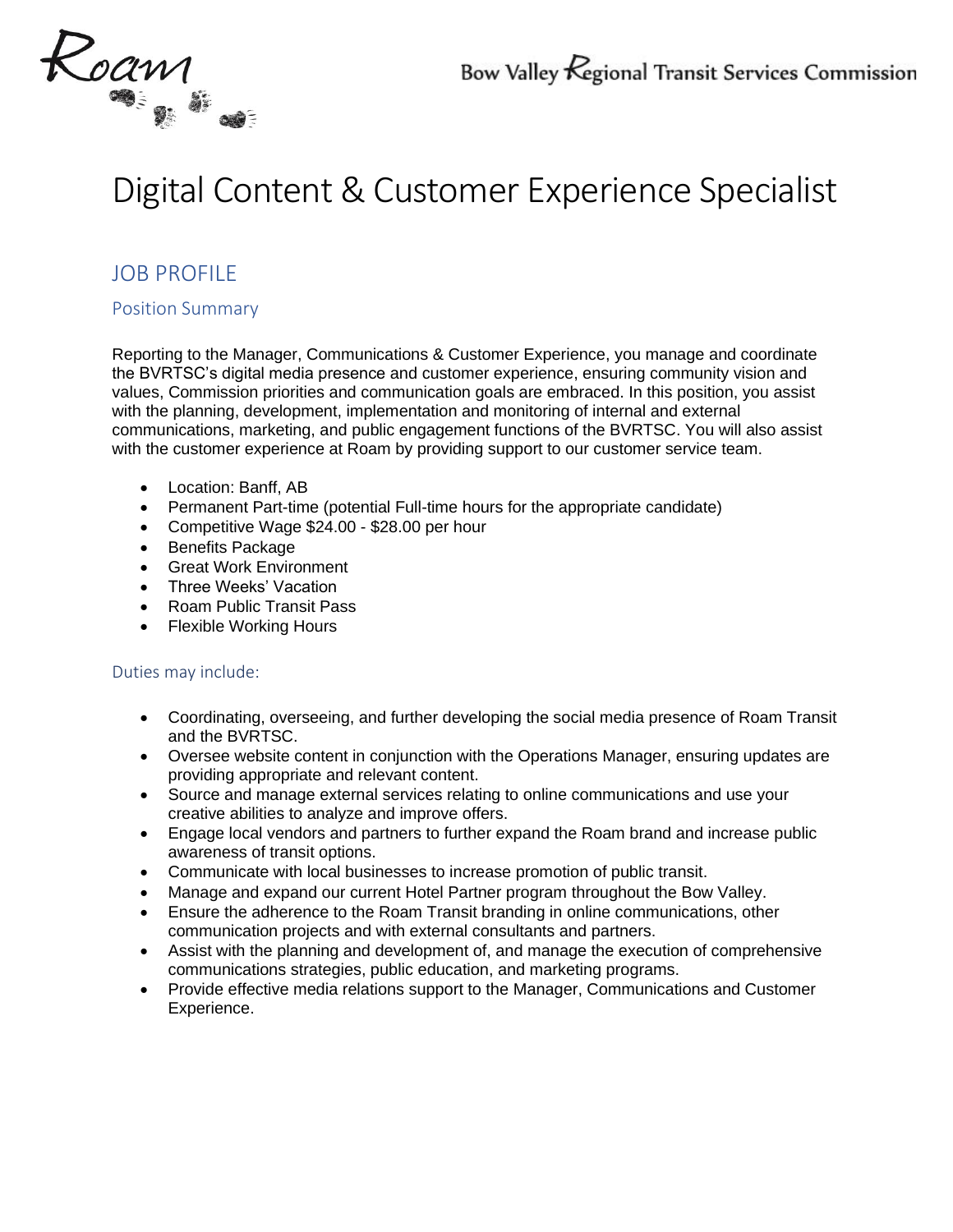Roam

Bow Valley Regional Transit Services Commission

# Digital Content & Customer Experience Specialist

## JOB PROFILE

### Position Summary

Reporting to the Manager, Communications & Customer Experience, you manage and coordinate the BVRTSC's digital media presence and customer experience, ensuring community vision and values, Commission priorities and communication goals are embraced. In this position, you assist with the planning, development, implementation and monitoring of internal and external communications, marketing, and public engagement functions of the BVRTSC. You will also assist with the customer experience at Roam by providing support to our customer service team.

- Location: Banff, AB
- Permanent Part-time (potential Full-time hours for the appropriate candidate)
- Competitive Wage $24.00 - $28.00 per hour
- Benefits Package
- Great Work Environment
- Three Weeks' Vacation
- Roam Public Transit Pass
- Flexible Working Hours

### Duties may include:

- Coordinating, overseeing, and further developing the social media presence of Roam Transit and the BVRTSC.
- Oversee website content in conjunction with the Operations Manager, ensuring updates are providing appropriate and relevant content.
- Source and manage external services relating to online communications and use your creative abilities to analyze and improve offers.
- Engage local vendors and partners to further expand the Roam brand and increase public awareness of transit options.
- Communicate with local businesses to increase promotion of public transit.
- Manage and expand our current Hotel Partner program throughout the Bow Valley.
- Ensure the adherence to the Roam Transit branding in online communications, other communication projects and with external consultants and partners.
- Assist with the planning and development of, and manage the execution of comprehensive communications strategies, public education, and marketing programs.
- Provide effective media relations support to the Manager, Communications and Customer Experience.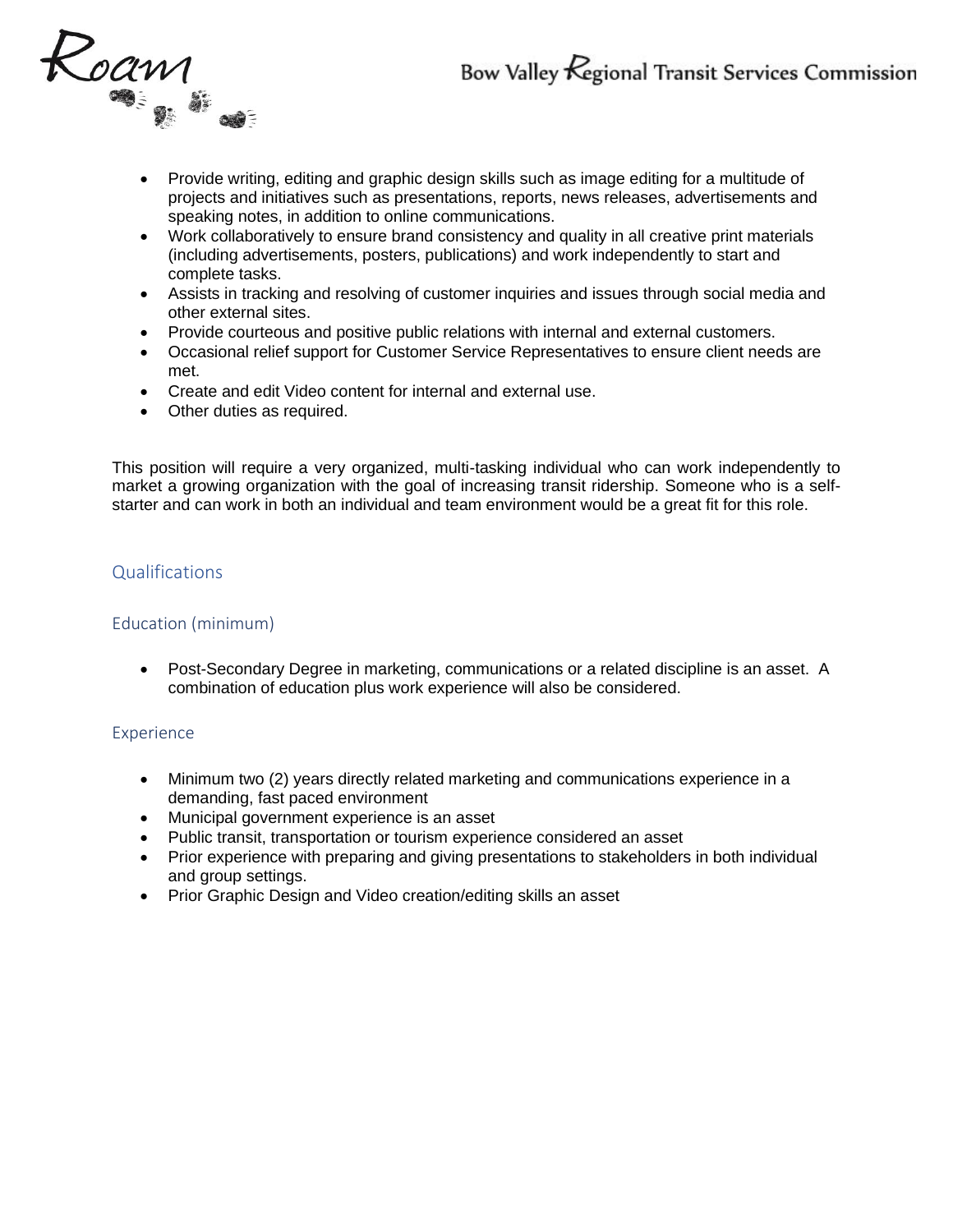- Provide writing, editing and graphic design skills such as image editing for a multitude of projects and initiatives such as presentations, reports, news releases, advertisements and speaking notes, in addition to online communications.
- Work collaboratively to ensure brand consistency and quality in all creative print materials (including advertisements, posters, publications) and work independently to start and complete tasks.
- Assists in tracking and resolving of customer inquiries and issues through social media and other external sites.
- Provide courteous and positive public relations with internal and external customers.
- Occasional relief support for Customer Service Representatives to ensure client needs are met.
- Create and edit Video content for internal and external use.
- Other duties as required.

This position will require a very organized, multi-tasking individual who can work independently to market a growing organization with the goal of increasing transit ridership. Someone who is a self-starter and can work in both an individual and team environment would be a great fit for this role.

## Qualifications

### Education (minimum)

- Post-Secondary Degree in marketing, communications or a related discipline is an asset. A combination of education plus work experience will also be considered.

### Experience

- Minimum two (2) years directly related marketing and communications experience in a demanding, fast paced environment
- Municipal government experience is an asset
- Public transit, transportation or tourism experience considered an asset
- Prior experience with preparing and giving presentations to stakeholders in both individual and group settings.
- Prior Graphic Design and Video creation/editing skills an asset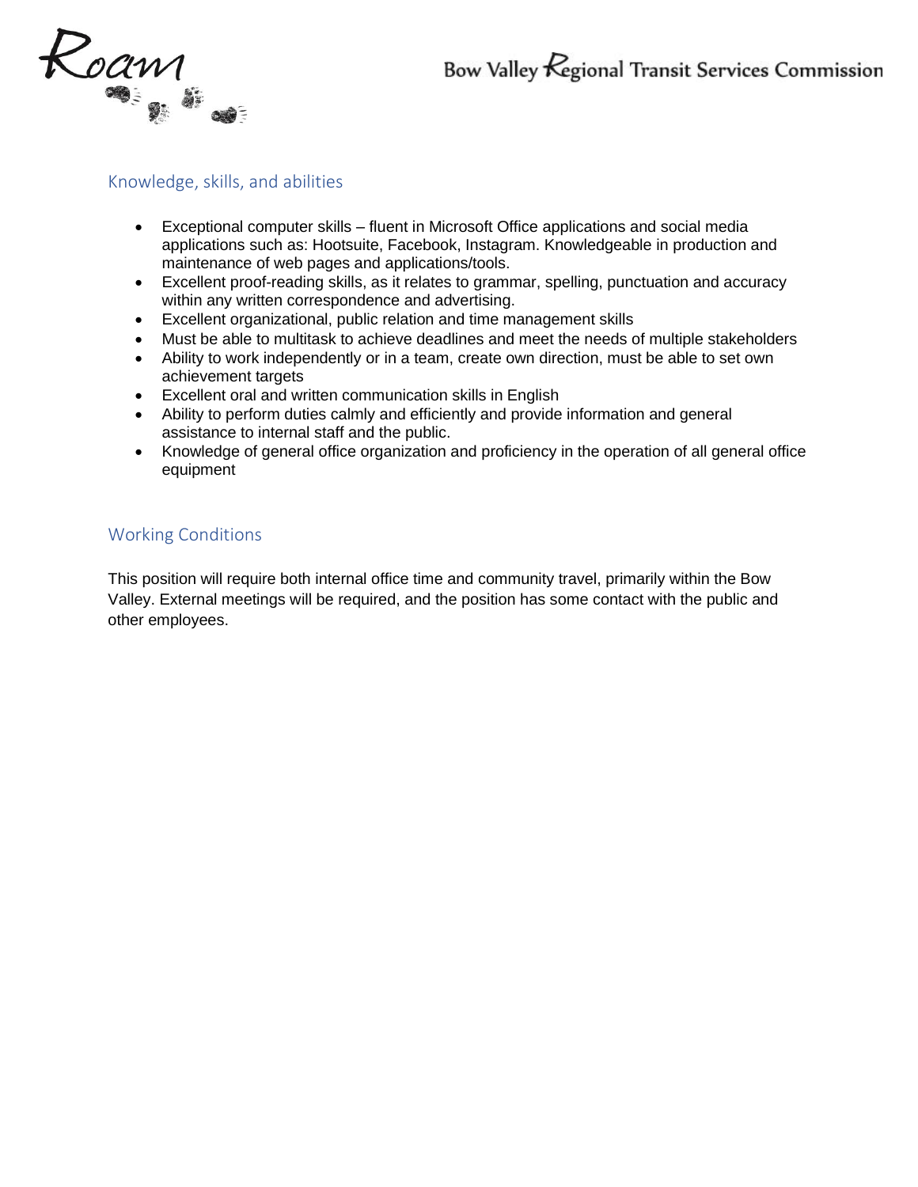## Knowledge, skills, and abilities

- Exceptional computer skills – fluent in Microsoft Office applications and social media applications such as: Hootsuite, Facebook, Instagram. Knowledgeable in production and maintenance of web pages and applications/tools.
- Excellent proof-reading skills, as it relates to grammar, spelling, punctuation and accuracy within any written correspondence and advertising.
- Excellent organizational, public relation and time management skills
- Must be able to multitask to achieve deadlines and meet the needs of multiple stakeholders
- Ability to work independently or in a team, create own direction, must be able to set own achievement targets
- Excellent oral and written communication skills in English
- Ability to perform duties calmly and efficiently and provide information and general assistance to internal staff and the public.
- Knowledge of general office organization and proficiency in the operation of all general office equipment

## Working Conditions

This position will require both internal office time and community travel, primarily within the Bow Valley. External meetings will be required, and the position has some contact with the public and other employees.